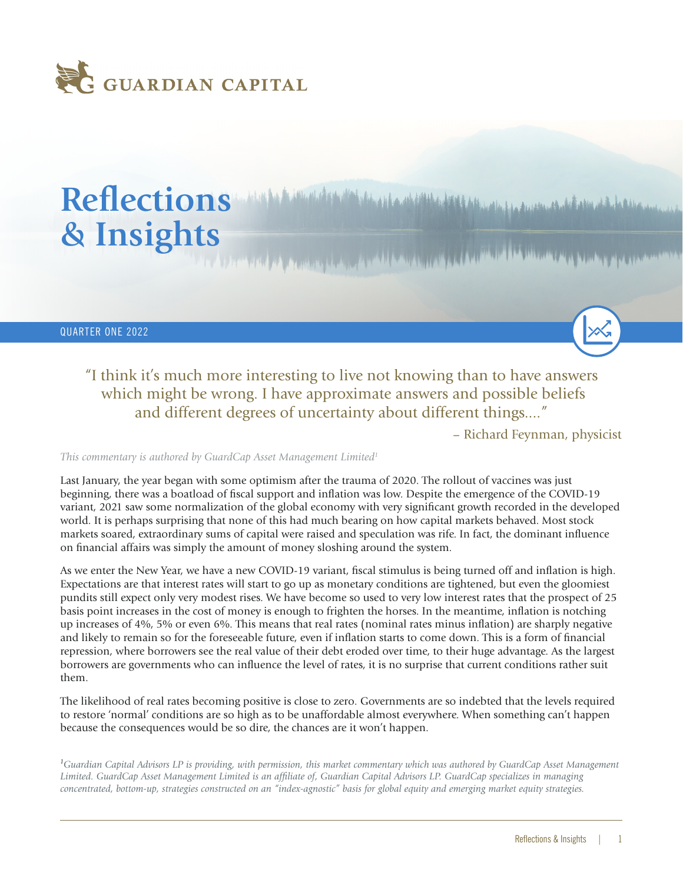GUARDIAN CAPITAL

# Reflections & Insights

QUARTER ONE 2022

> "I think it's much more interesting to live not knowing than to have answers which might be wrong. I have approximate answers and possible beliefs and different degrees of uncertainty about different things...."
>
> – Richard Feynman, physicist

*This commentary is authored by GuardCap Asset Management Limited[1]*

Last January, the year began with some optimism after the trauma of 2020. The rollout of vaccines was just beginning, there was a boatload of fiscal support and inflation was low. Despite the emergence of the COVID-19 variant, 2021 saw some normalization of the global economy with very significant growth recorded in the developed world. It is perhaps surprising that none of this had much bearing on how capital markets behaved. Most stock markets soared, extraordinary sums of capital were raised and speculation was rife. In fact, the dominant influence on financial affairs was simply the amount of money sloshing around the system.

As we enter the New Year, we have a new COVID-19 variant, fiscal stimulus is being turned off and inflation is high. Expectations are that interest rates will start to go up as monetary conditions are tightened, but even the gloomiest pundits still expect only very modest rises. We have become so used to very low interest rates that the prospect of 25 basis point increases in the cost of money is enough to frighten the horses. In the meantime, inflation is notching up increases of 4%, 5% or even 6%. This means that real rates (nominal rates minus inflation) are sharply negative and likely to remain so for the foreseeable future, even if inflation starts to come down. This is a form of financial repression, where borrowers see the real value of their debt eroded over time, to their huge advantage. As the largest borrowers are governments who can influence the level of rates, it is no surprise that current conditions rather suit them.

The likelihood of real rates becoming positive is close to zero. Governments are so indebted that the levels required to restore 'normal' conditions are so high as to be unaffordable almost everywhere. When something can't happen because the consequences would be so dire, the chances are it won't happen.

*[1]Guardian Capital Advisors LP is providing, with permission, this market commentary which was authored by GuardCap Asset Management Limited. GuardCap Asset Management Limited is an affiliate of, Guardian Capital Advisors LP. GuardCap specializes in managing concentrated, bottom-up, strategies constructed on an "index-agnostic" basis for global equity and emerging market equity strategies.*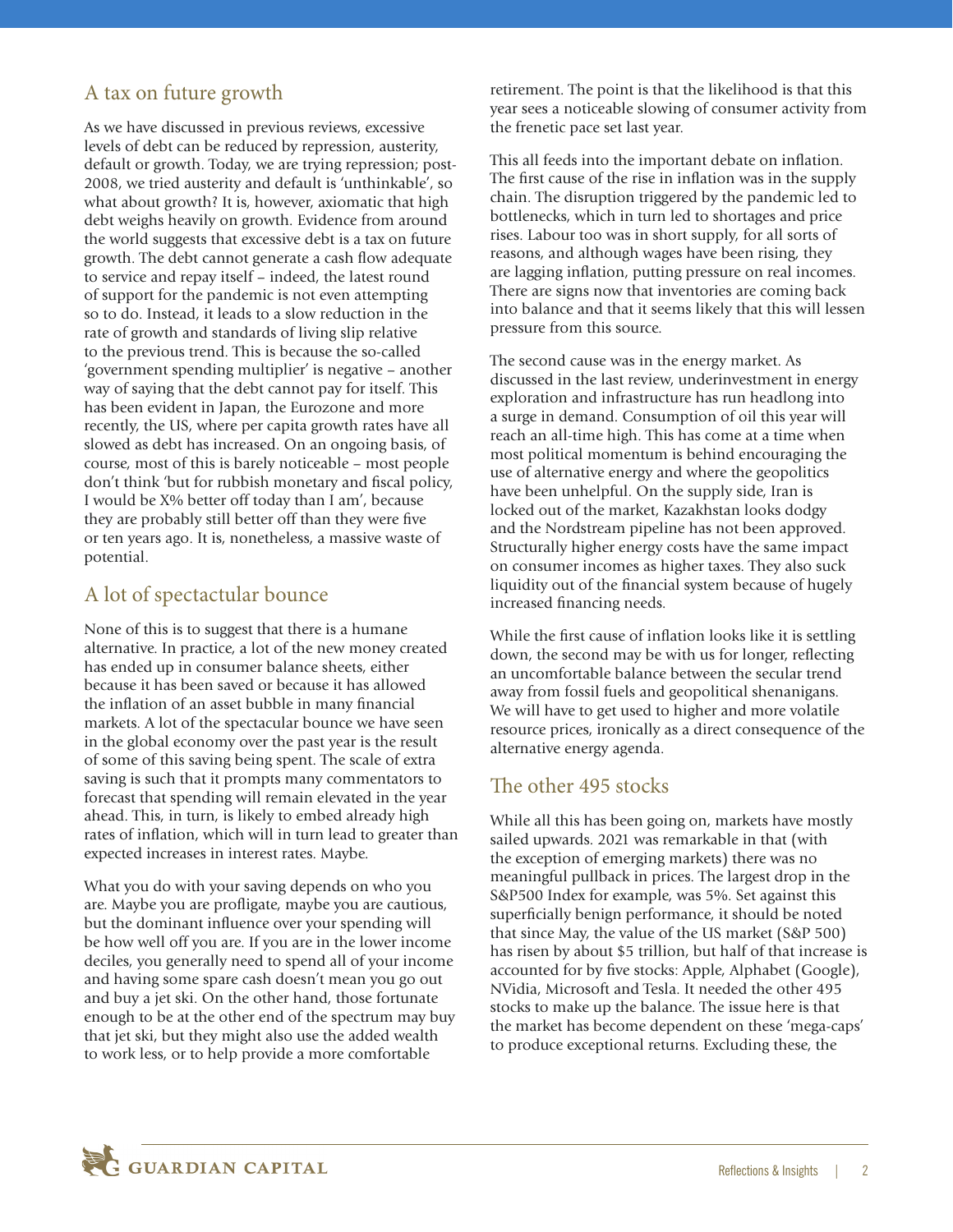## A tax on future growth

As we have discussed in previous reviews, excessive levels of debt can be reduced by repression, austerity, default or growth. Today, we are trying repression; post-2008, we tried austerity and default is 'unthinkable', so what about growth? It is, however, axiomatic that high debt weighs heavily on growth. Evidence from around the world suggests that excessive debt is a tax on future growth. The debt cannot generate a cash flow adequate to service and repay itself – indeed, the latest round of support for the pandemic is not even attempting so to do. Instead, it leads to a slow reduction in the rate of growth and standards of living slip relative to the previous trend. This is because the so-called 'government spending multiplier' is negative – another way of saying that the debt cannot pay for itself. This has been evident in Japan, the Eurozone and more recently, the US, where per capita growth rates have all slowed as debt has increased. On an ongoing basis, of course, most of this is barely noticeable – most people don't think 'but for rubbish monetary and fiscal policy, I would be X% better off today than I am', because they are probably still better off than they were five or ten years ago. It is, nonetheless, a massive waste of potential.

## A lot of spectacular bounce

None of this is to suggest that there is a humane alternative. In practice, a lot of the new money created has ended up in consumer balance sheets, either because it has been saved or because it has allowed the inflation of an asset bubble in many financial markets. A lot of the spectacular bounce we have seen in the global economy over the past year is the result of some of this saving being spent. The scale of extra saving is such that it prompts many commentators to forecast that spending will remain elevated in the year ahead. This, in turn, is likely to embed already high rates of inflation, which will in turn lead to greater than expected increases in interest rates. Maybe.

What you do with your saving depends on who you are. Maybe you are profligate, maybe you are cautious, but the dominant influence over your spending will be how well off you are. If you are in the lower income deciles, you generally need to spend all of your income and having some spare cash doesn't mean you go out and buy a jet ski. On the other hand, those fortunate enough to be at the other end of the spectrum may buy that jet ski, but they might also use the added wealth to work less, or to help provide a more comfortable retirement. The point is that the likelihood is that this year sees a noticeable slowing of consumer activity from the frenetic pace set last year.

This all feeds into the important debate on inflation. The first cause of the rise in inflation was in the supply chain. The disruption triggered by the pandemic led to bottlenecks, which in turn led to shortages and price rises. Labour too was in short supply, for all sorts of reasons, and although wages have been rising, they are lagging inflation, putting pressure on real incomes. There are signs now that inventories are coming back into balance and that it seems likely that this will lessen pressure from this source.

The second cause was in the energy market. As discussed in the last review, underinvestment in energy exploration and infrastructure has run headlong into a surge in demand. Consumption of oil this year will reach an all-time high. This has come at a time when most political momentum is behind encouraging the use of alternative energy and where the geopolitics have been unhelpful. On the supply side, Iran is locked out of the market, Kazakhstan looks dodgy and the Nordstream pipeline has not been approved. Structurally higher energy costs have the same impact on consumer incomes as higher taxes. They also suck liquidity out of the financial system because of hugely increased financing needs.

While the first cause of inflation looks like it is settling down, the second may be with us for longer, reflecting an uncomfortable balance between the secular trend away from fossil fuels and geopolitical shenanigans. We will have to get used to higher and more volatile resource prices, ironically as a direct consequence of the alternative energy agenda.

## The other 495 stocks

While all this has been going on, markets have mostly sailed upwards. 2021 was remarkable in that (with the exception of emerging markets) there was no meaningful pullback in prices. The largest drop in the S&P500 Index for example, was 5%. Set against this superficially benign performance, it should be noted that since May, the value of the US market (S&P 500) has risen by about $5 trillion, but half of that increase is accounted for by five stocks: Apple, Alphabet (Google), NVidia, Microsoft and Tesla. It needed the other 495 stocks to make up the balance. The issue here is that the market has become dependent on these 'mega-caps' to produce exceptional returns. Excluding these, the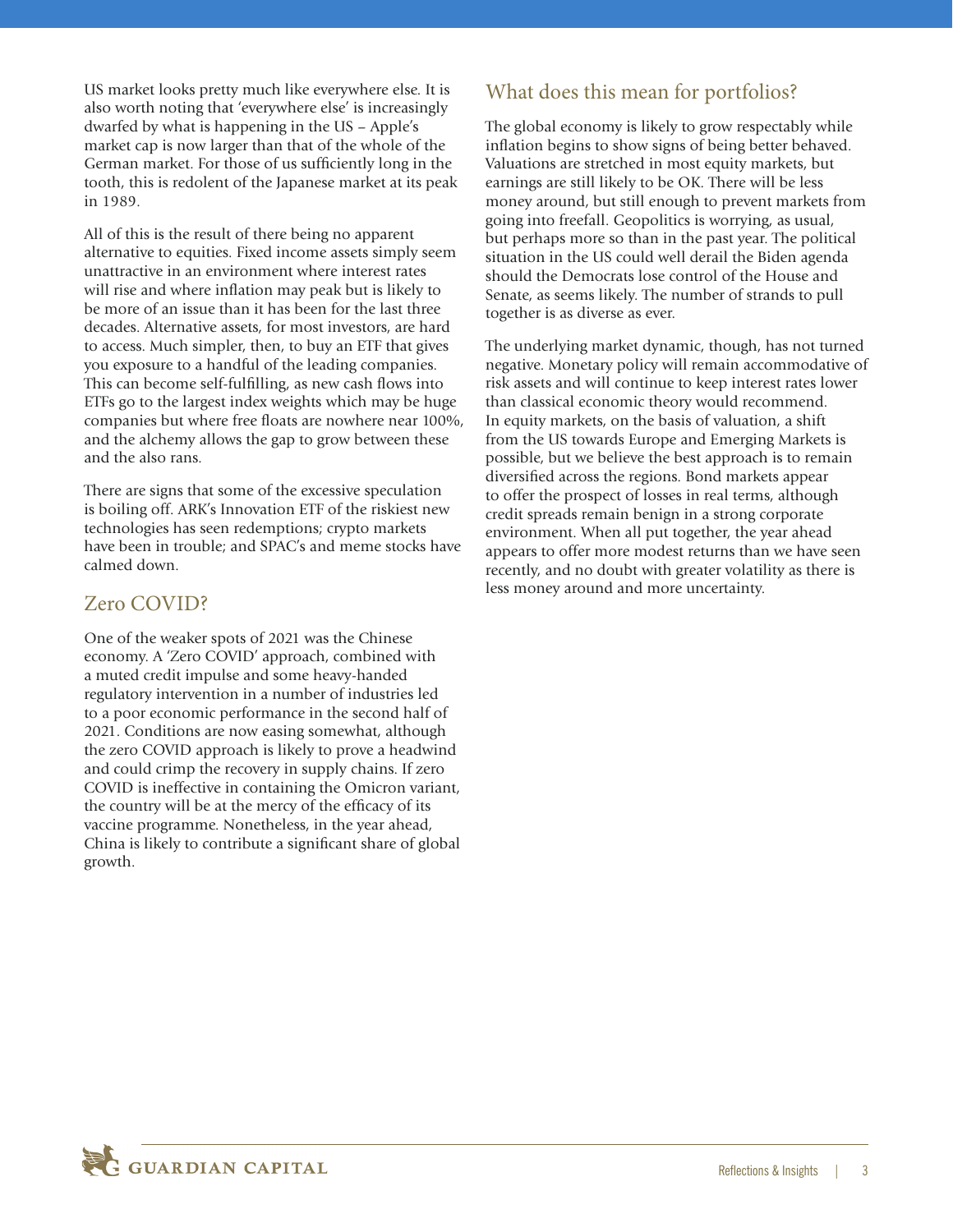US market looks pretty much like everywhere else. It is also worth noting that 'everywhere else' is increasingly dwarfed by what is happening in the US – Apple's market cap is now larger than that of the whole of the German market. For those of us sufficiently long in the tooth, this is redolent of the Japanese market at its peak in 1989.

All of this is the result of there being no apparent alternative to equities. Fixed income assets simply seem unattractive in an environment where interest rates will rise and where inflation may peak but is likely to be more of an issue than it has been for the last three decades. Alternative assets, for most investors, are hard to access. Much simpler, then, to buy an ETF that gives you exposure to a handful of the leading companies. This can become self-fulfilling, as new cash flows into ETFs go to the largest index weights which may be huge companies but where free floats are nowhere near 100%, and the alchemy allows the gap to grow between these and the also rans.

There are signs that some of the excessive speculation is boiling off. ARK's Innovation ETF of the riskiest new technologies has seen redemptions; crypto markets have been in trouble; and SPAC's and meme stocks have calmed down.

## Zero COVID?

One of the weaker spots of 2021 was the Chinese economy. A 'Zero COVID' approach, combined with a muted credit impulse and some heavy-handed regulatory intervention in a number of industries led to a poor economic performance in the second half of 2021. Conditions are now easing somewhat, although the zero COVID approach is likely to prove a headwind and could crimp the recovery in supply chains. If zero COVID is ineffective in containing the Omicron variant, the country will be at the mercy of the efficacy of its vaccine programme. Nonetheless, in the year ahead, China is likely to contribute a significant share of global growth.

## What does this mean for portfolios?

The global economy is likely to grow respectably while inflation begins to show signs of being better behaved. Valuations are stretched in most equity markets, but earnings are still likely to be OK. There will be less money around, but still enough to prevent markets from going into freefall. Geopolitics is worrying, as usual, but perhaps more so than in the past year. The political situation in the US could well derail the Biden agenda should the Democrats lose control of the House and Senate, as seems likely. The number of strands to pull together is as diverse as ever.

The underlying market dynamic, though, has not turned negative. Monetary policy will remain accommodative of risk assets and will continue to keep interest rates lower than classical economic theory would recommend. In equity markets, on the basis of valuation, a shift from the US towards Europe and Emerging Markets is possible, but we believe the best approach is to remain diversified across the regions. Bond markets appear to offer the prospect of losses in real terms, although credit spreads remain benign in a strong corporate environment. When all put together, the year ahead appears to offer more modest returns than we have seen recently, and no doubt with greater volatility as there is less money around and more uncertainty.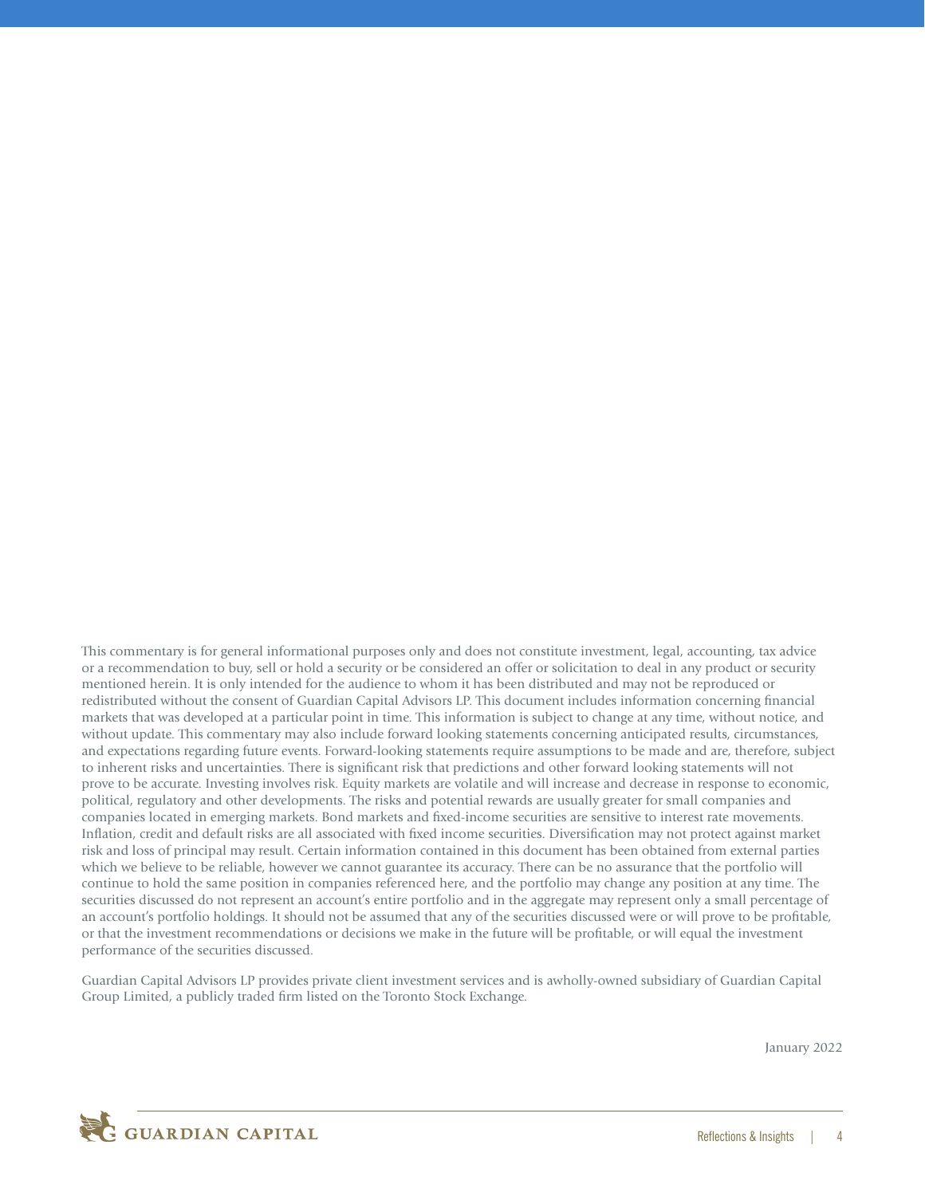This commentary is for general informational purposes only and does not constitute investment, legal, accounting, tax advice or a recommendation to buy, sell or hold a security or be considered an offer or solicitation to deal in any product or security mentioned herein. It is only intended for the audience to whom it has been distributed and may not be reproduced or redistributed without the consent of Guardian Capital Advisors LP. This document includes information concerning financial markets that was developed at a particular point in time. This information is subject to change at any time, without notice, and without update. This commentary may also include forward looking statements concerning anticipated results, circumstances, and expectations regarding future events. Forward-looking statements require assumptions to be made and are, therefore, subject to inherent risks and uncertainties. There is significant risk that predictions and other forward looking statements will not prove to be accurate. Investing involves risk. Equity markets are volatile and will increase and decrease in response to economic, political, regulatory and other developments. The risks and potential rewards are usually greater for small companies and companies located in emerging markets. Bond markets and fixed-income securities are sensitive to interest rate movements. Inflation, credit and default risks are all associated with fixed income securities. Diversification may not protect against market risk and loss of principal may result. Certain information contained in this document has been obtained from external parties which we believe to be reliable, however we cannot guarantee its accuracy. There can be no assurance that the portfolio will continue to hold the same position in companies referenced here, and the portfolio may change any position at any time. The securities discussed do not represent an account's entire portfolio and in the aggregate may represent only a small percentage of an account's portfolio holdings. It should not be assumed that any of the securities discussed were or will prove to be profitable, or that the investment recommendations or decisions we make in the future will be profitable, or will equal the investment performance of the securities discussed.

Guardian Capital Advisors LP provides private client investment services and is awholly-owned subsidiary of Guardian Capital Group Limited, a publicly traded firm listed on the Toronto Stock Exchange.

January 2022